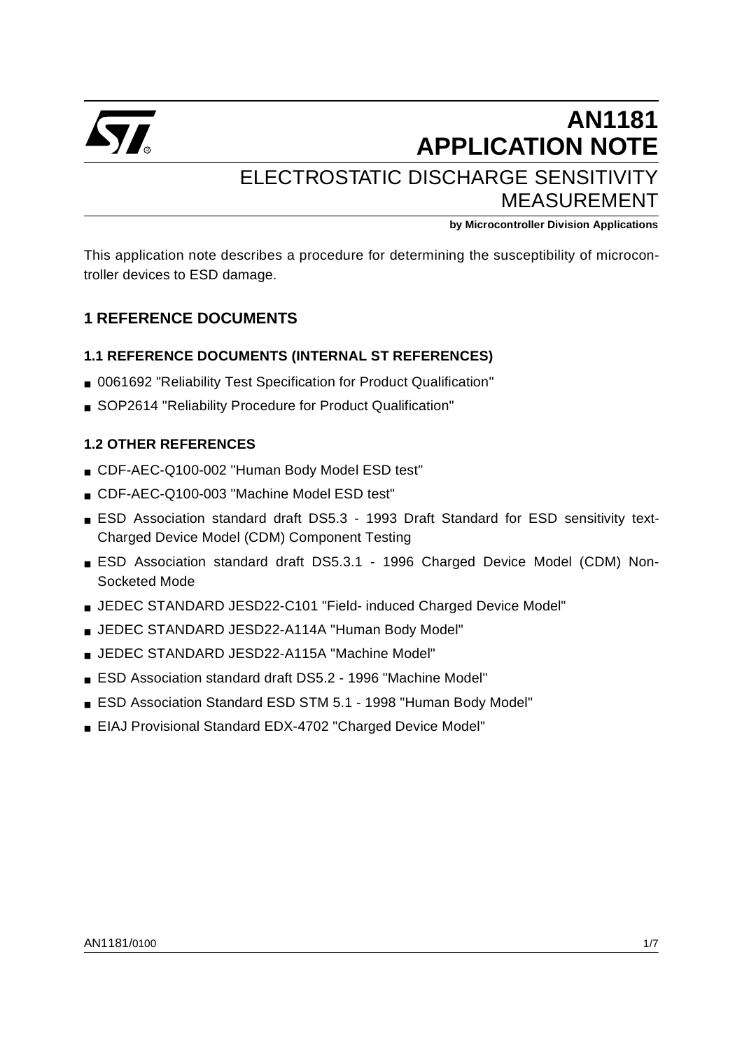# AN1181 APPLICATION NOTE

## ELECTROSTATIC DISCHARGE SENSITIVITY MEASUREMENT

**by Microcontroller Division Applications**

This application note describes a procedure for determining the susceptibility of microcontroller devices to ESD damage.

## 1 REFERENCE DOCUMENTS

### 1.1 REFERENCE DOCUMENTS (INTERNAL ST REFERENCES)

- 0061692 "Reliability Test Specification for Product Qualification"
- SOP2614 "Reliability Procedure for Product Qualification"

### 1.2 OTHER REFERENCES

- CDF-AEC-Q100-002 "Human Body Model ESD test"
- CDF-AEC-Q100-003 "Machine Model ESD test"
- ESD Association standard draft DS5.3 - 1993 Draft Standard for ESD sensitivity text-Charged Device Model (CDM) Component Testing
- ESD Association standard draft DS5.3.1 - 1996 Charged Device Model (CDM) Non-Socketed Mode
- JEDEC STANDARD JESD22-C101 "Field- induced Charged Device Model"
- JEDEC STANDARD JESD22-A114A "Human Body Model"
- JEDEC STANDARD JESD22-A115A "Machine Model"
- ESD Association standard draft DS5.2 - 1996 "Machine Model"
- ESD Association Standard ESD STM 5.1 - 1998 "Human Body Model"
- EIAJ Provisional Standard EDX-4702 "Charged Device Model"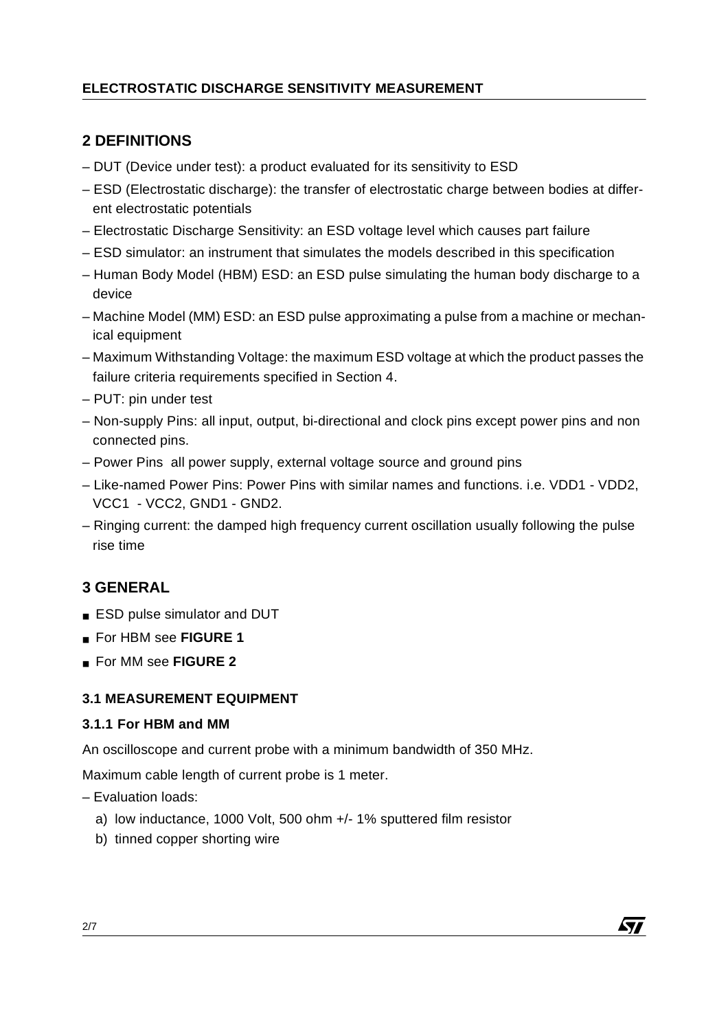## 2 DEFINITIONS

– DUT (Device under test): a product evaluated for its sensitivity to ESD
– ESD (Electrostatic discharge): the transfer of electrostatic charge between bodies at different electrostatic potentials
– Electrostatic Discharge Sensitivity: an ESD voltage level which causes part failure
– ESD simulator: an instrument that simulates the models described in this specification
– Human Body Model (HBM) ESD: an ESD pulse simulating the human body discharge to a device
– Machine Model (MM) ESD: an ESD pulse approximating a pulse from a machine or mechanical equipment
– Maximum Withstanding Voltage: the maximum ESD voltage at which the product passes the failure criteria requirements specified in Section 4.
– PUT: pin under test
– Non-supply Pins: all input, output, bi-directional and clock pins except power pins and non connected pins.
– Power Pins all power supply, external voltage source and ground pins
– Like-named Power Pins: Power Pins with similar names and functions. i.e. VDD1 - VDD2, VCC1 - VCC2, GND1 - GND2.
– Ringing current: the damped high frequency current oscillation usually following the pulse rise time

## 3 GENERAL

- ESD pulse simulator and DUT
- For HBM see **FIGURE 1**
- For MM see **FIGURE 2**

### 3.1 MEASUREMENT EQUIPMENT

#### 3.1.1 For HBM and MM

An oscilloscope and current probe with a minimum bandwidth of 350 MHz.

Maximum cable length of current probe is 1 meter.

– Evaluation loads:

a) low inductance, 1000 Volt, 500 ohm +/- 1% sputtered film resistor

b) tinned copper shorting wire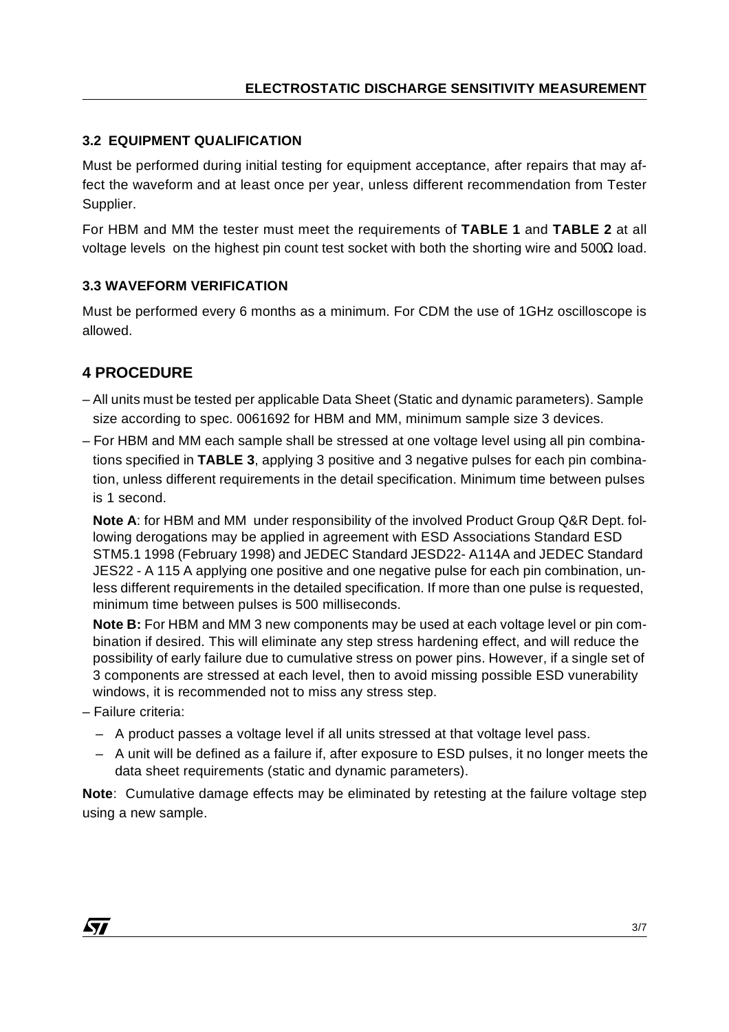### 3.2 EQUIPMENT QUALIFICATION

Must be performed during initial testing for equipment acceptance, after repairs that may affect the waveform and at least once per year, unless different recommendation from Tester Supplier.

For HBM and MM the tester must meet the requirements of **TABLE 1** and **TABLE 2** at all voltage levels on the highest pin count test socket with both the shorting wire and 500Ω load.

### 3.3 WAVEFORM VERIFICATION

Must be performed every 6 months as a minimum. For CDM the use of 1GHz oscilloscope is allowed.

## 4 PROCEDURE

– All units must be tested per applicable Data Sheet (Static and dynamic parameters). Sample size according to spec. 0061692 for HBM and MM, minimum sample size 3 devices.

– For HBM and MM each sample shall be stressed at one voltage level using all pin combinations specified in **TABLE 3**, applying 3 positive and 3 negative pulses for each pin combination, unless different requirements in the detail specification. Minimum time between pulses is 1 second.

  **Note A**: for HBM and MM under responsibility of the involved Product Group Q&R Dept. following derogations may be applied in agreement with ESD Associations Standard ESD STM5.1 1998 (February 1998) and JEDEC Standard JESD22- A114A and JEDEC Standard JES22 - A 115 A applying one positive and one negative pulse for each pin combination, unless different requirements in the detailed specification. If more than one pulse is requested, minimum time between pulses is 500 milliseconds.

  **Note B:** For HBM and MM 3 new components may be used at each voltage level or pin combination if desired. This will eliminate any step stress hardening effect, and will reduce the possibility of early failure due to cumulative stress on power pins. However, if a single set of 3 components are stressed at each level, then to avoid missing possible ESD vunerability windows, it is recommended not to miss any stress step.

– Failure criteria:

  – A product passes a voltage level if all units stressed at that voltage level pass.

  – A unit will be defined as a failure if, after exposure to ESD pulses, it no longer meets the data sheet requirements (static and dynamic parameters).

**Note**: Cumulative damage effects may be eliminated by retesting at the failure voltage step using a new sample.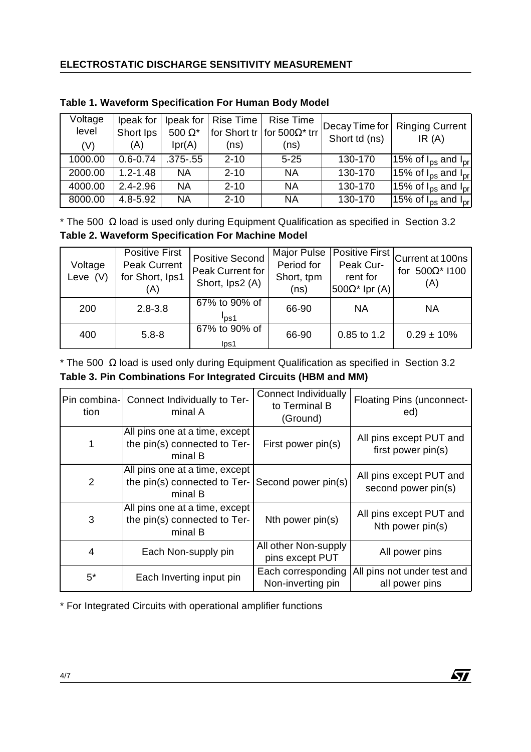## ELECTROSTATIC DISCHARGE SENSITIVITY MEASUREMENT

**Table 1. Waveform Specification For Human Body Model**

| Voltage level (V) | Ipeak for Short Ips (A) | Ipeak for 500 Ω* Ipr(A) | Rise Time for Short tr (ns) | Rise Time for 500Ω* trr (ns) | Decay Time for Short td (ns) | Ringing Current IR (A) |
|---|---|---|---|---|---|---|
| 1000.00 | 0.6-0.74 | .375-.55 | 2-10 | 5-25 | 130-170 | 15% of $I_{ps}$ and $I_{pr}$ |
| 2000.00 | 1.2-1.48 | NA | 2-10 | NA | 130-170 | 15% of $I_{ps}$ and $I_{pr}$ |
| 4000.00 | 2.4-2.96 | NA | 2-10 | NA | 130-170 | 15% of $I_{ps}$ and $I_{pr}$ |
| 8000.00 | 4.8-5.92 | NA | 2-10 | NA | 130-170 | 15% of $I_{ps}$ and $I_{pr}$ |

* The 500 Ω load is used only during Equipment Qualification as specified in Section 3.2

**Table 2. Waveform Specification For Machine Model**

| Voltage Leve (V) | Positive First Peak Current for Short, Ips1 (A) | Positive Second Peak Current for Short, Ips2 (A) | Major Pulse Period for Short, tpm (ns) | Positive First Peak Current for 500Ω* Ipr (A) | Current at 100ns for 500Ω* I100 (A) |
|---|---|---|---|---|---|
| 200 | 2.8-3.8 | 67% to 90% of $I_{ps1}$ | 66-90 | NA | NA |
| 400 | 5.8-8 | 67% to 90% of Ips1 | 66-90 | 0.85 to 1.2 | 0.29 ± 10% |

* The 500 Ω load is used only during Equipment Qualification as specified in Section 3.2

**Table 3. Pin Combinations For Integrated Circuits (HBM and MM)**

| Pin combination | Connect Individually to Terminal A | Connect Individually to Terminal B (Ground) | Floating Pins (unconnected) |
|---|---|---|---|
| 1 | All pins one at a time, except the pin(s) connected to Terminal B | First power pin(s) | All pins except PUT and first power pin(s) |
| 2 | All pins one at a time, except the pin(s) connected to Terminal B | Second power pin(s) | All pins except PUT and second power pin(s) |
| 3 | All pins one at a time, except the pin(s) connected to Terminal B | Nth power pin(s) | All pins except PUT and Nth power pin(s) |
| 4 | Each Non-supply pin | All other Non-supply pins except PUT | All power pins |
| 5* | Each Inverting input pin | Each corresponding Non-inverting pin | All pins not under test and all power pins |

* For Integrated Circuits with operational amplifier functions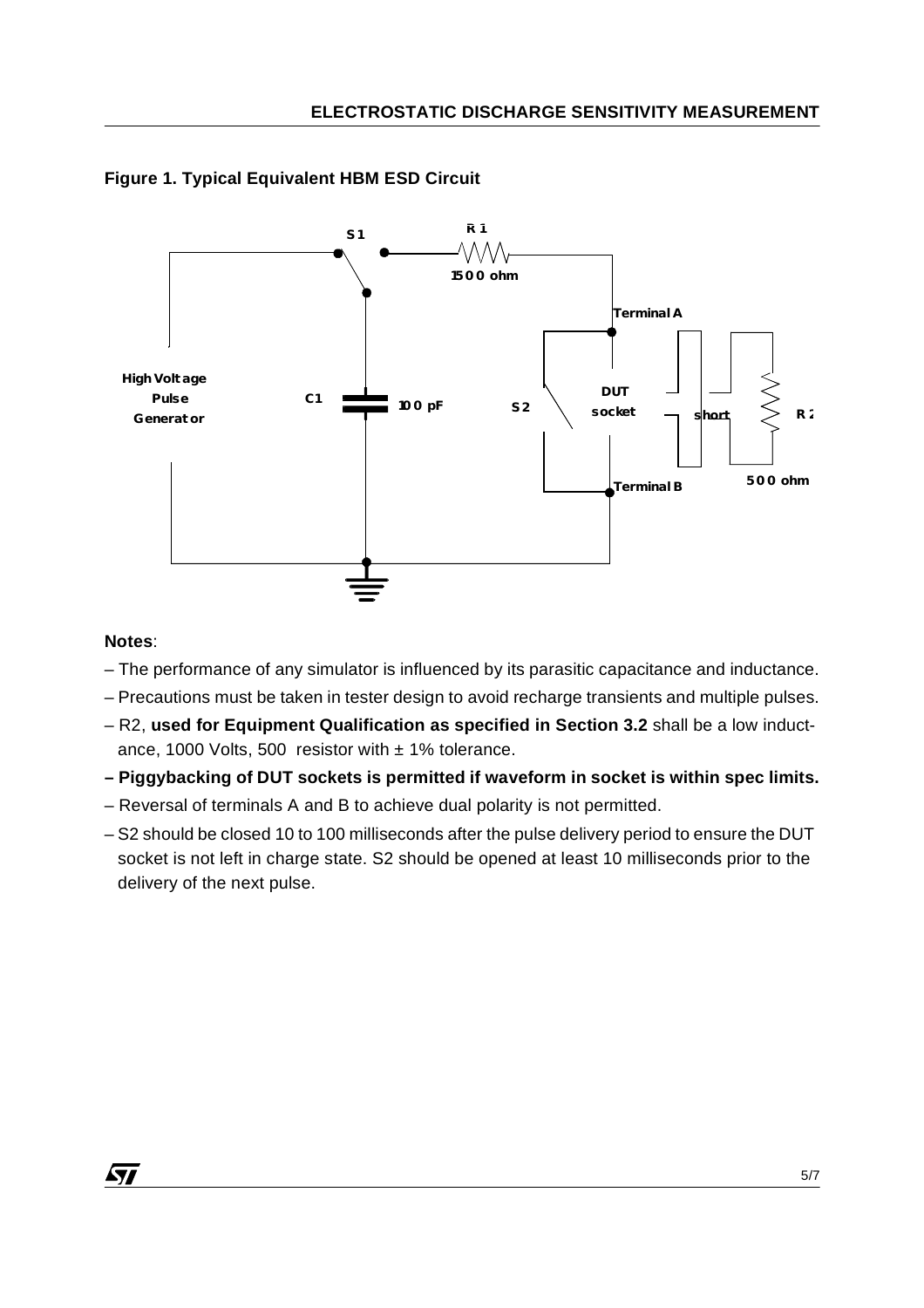**Figure 1. Typical Equivalent HBM ESD Circuit**

**Notes**:

– The performance of any simulator is influenced by its parasitic capacitance and inductance.

– Precautions must be taken in tester design to avoid recharge transients and multiple pulses.

– R2, **used for Equipment Qualification as specified in Section 3.2** shall be a low inductance, 1000 Volts, 500 resistor with ± 1% tolerance.

**– Piggybacking of DUT sockets is permitted if waveform in socket is within spec limits.**

– Reversal of terminals A and B to achieve dual polarity is not permitted.

– S2 should be closed 10 to 100 milliseconds after the pulse delivery period to ensure the DUT socket is not left in charge state. S2 should be opened at least 10 milliseconds prior to the delivery of the next pulse.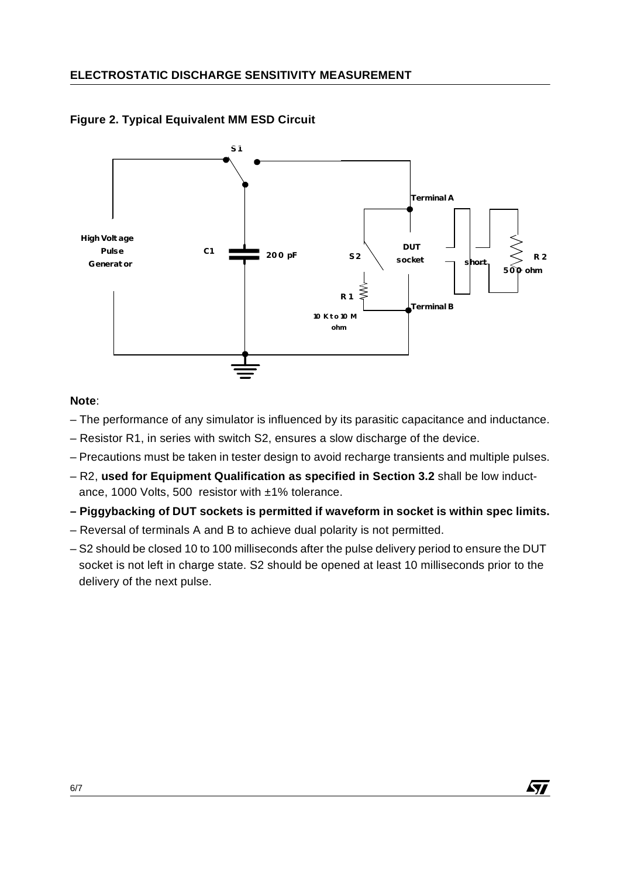**Figure 2. Typical Equivalent MM ESD Circuit**

**Note**:

– The performance of any simulator is influenced by its parasitic capacitance and inductance.

– Resistor R1, in series with switch S2, ensures a slow discharge of the device.

– Precautions must be taken in tester design to avoid recharge transients and multiple pulses.

– R2, **used for Equipment Qualification as specified in Section 3.2** shall be low inductance, 1000 Volts, 500  resistor with ±1% tolerance.

**– Piggybacking of DUT sockets is permitted if waveform in socket is within spec limits.**

– Reversal of terminals A and B to achieve dual polarity is not permitted.

– S2 should be closed 10 to 100 milliseconds after the pulse delivery period to ensure the DUT socket is not left in charge state. S2 should be opened at least 10 milliseconds prior to the delivery of the next pulse.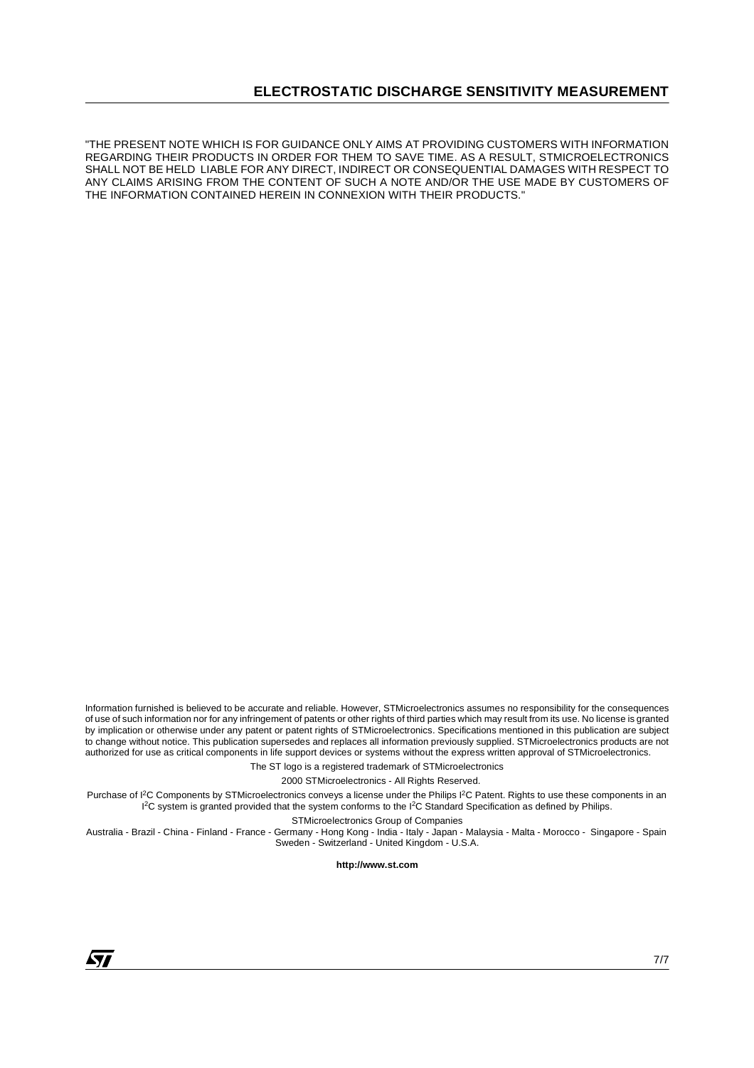"THE PRESENT NOTE WHICH IS FOR GUIDANCE ONLY AIMS AT PROVIDING CUSTOMERS WITH INFORMATION REGARDING THEIR PRODUCTS IN ORDER FOR THEM TO SAVE TIME. AS A RESULT, STMICROELECTRONICS SHALL NOT BE HELD LIABLE FOR ANY DIRECT, INDIRECT OR CONSEQUENTIAL DAMAGES WITH RESPECT TO ANY CLAIMS ARISING FROM THE CONTENT OF SUCH A NOTE AND/OR THE USE MADE BY CUSTOMERS OF THE INFORMATION CONTAINED HEREIN IN CONNEXION WITH THEIR PRODUCTS."

Information furnished is believed to be accurate and reliable. However, STMicroelectronics assumes no responsibility for the consequences of use of such information nor for any infringement of patents or other rights of third parties which may result from its use. No license is granted by implication or otherwise under any patent or patent rights of STMicroelectronics. Specifications mentioned in this publication are subject to change without notice. This publication supersedes and replaces all information previously supplied. STMicroelectronics products are not authorized for use as critical components in life support devices or systems without the express written approval of STMicroelectronics.

The ST logo is a registered trademark of STMicroelectronics

2000 STMicroelectronics - All Rights Reserved.

Purchase of $I^2C$ Components by STMicroelectronics conveys a license under the Philips $I^2C$ Patent. Rights to use these components in an $I^2C$ system is granted provided that the system conforms to the $I^2C$ Standard Specification as defined by Philips.

STMicroelectronics Group of Companies

Australia - Brazil - China - Finland - France - Germany - Hong Kong - India - Italy - Japan - Malaysia - Malta - Morocco - Singapore - Spain Sweden - Switzerland - United Kingdom - U.S.A.

**http://www.st.com**